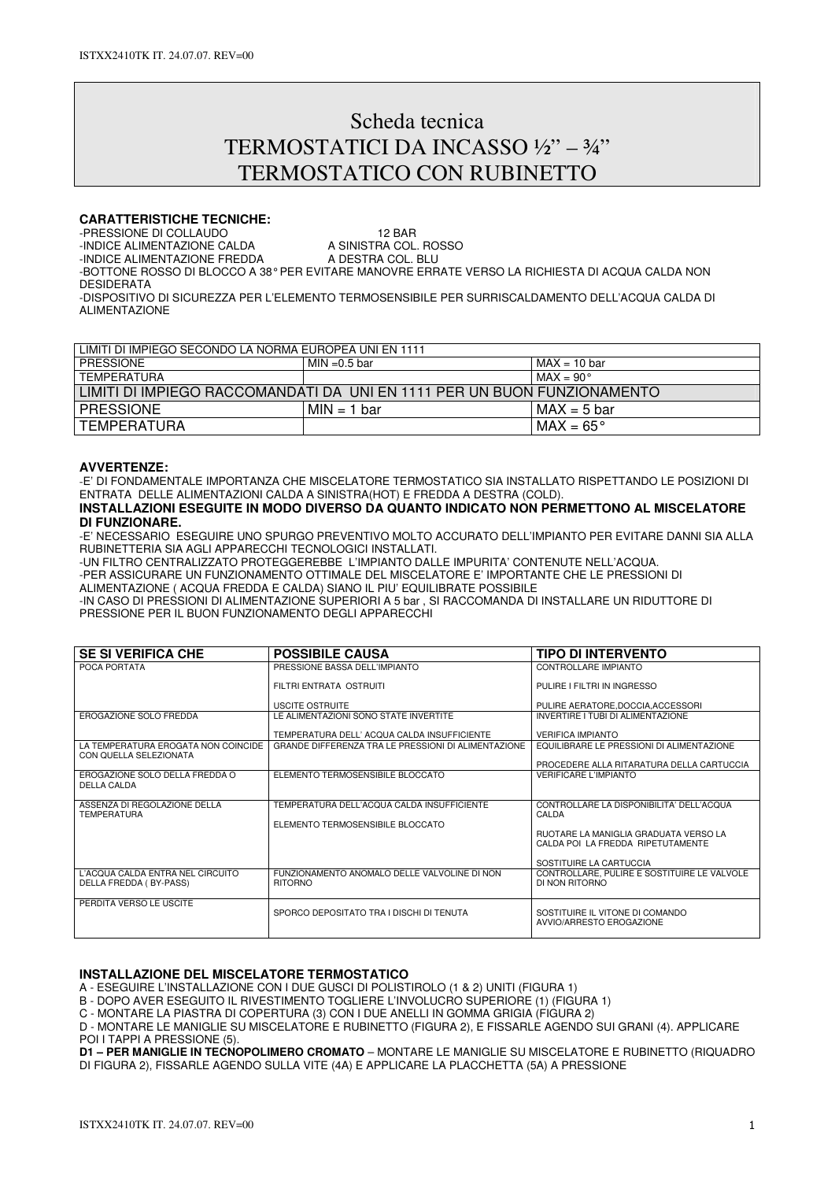# Scheda tecnica
# TERMOSTATICI DA INCASSO ½" – ¾"
# TERMOSTATICO CON RUBINETTO

**CARATTERISTICHE TECNICHE:**

-PRESSIONE DI COLLAUDO 12 BAR
-INDICE ALIMENTAZIONE CALDA A SINISTRA COL. ROSSO
-INDICE ALIMENTAZIONE FREDDA A DESTRA COL. BLU
-BOTTONE ROSSO DI BLOCCO A 38° PER EVITARE MANOVRE ERRATE VERSO LA RICHIESTA DI ACQUA CALDA NON DESIDERATA
-DISPOSITIVO DI SICUREZZA PER L'ELEMENTO TERMOSENSIBILE PER SURRISCALDAMENTO DELL'ACQUA CALDA DI ALIMENTAZIONE

| LIMITI DI IMPIEGO SECONDO LA NORMA EUROPEA UNI EN 1111 | | |
|---|---|---|
| PRESSIONE | MIN =0.5 bar | MAX = 10 bar |
| TEMPERATURA | | MAX = 90° |
| **LIMITI DI IMPIEGO RACCOMANDATI DA UNI EN 1111 PER UN BUON FUNZIONAMENTO** | | |
| PRESSIONE | MIN = 1 bar | MAX = 5 bar |
| TEMPERATURA | | MAX = 65° |

**AVVERTENZE:**

-E' DI FONDAMENTALE IMPORTANZA CHE MISCELATORE TERMOSTATICO SIA INSTALLATO RISPETTANDO LE POSIZIONI DI ENTRATA DELLE ALIMENTAZIONI CALDA A SINISTRA(HOT) E FREDDA A DESTRA (COLD).

**INSTALLAZIONI ESEGUITE IN MODO DIVERSO DA QUANTO INDICATO NON PERMETTONO AL MISCELATORE DI FUNZIONARE.**

-E' NECESSARIO ESEGUIRE UNO SPURGO PREVENTIVO MOLTO ACCURATO DELL'IMPIANTO PER EVITARE DANNI SIA ALLA RUBINETTERIA SIA AGLI APPARECCHI TECNOLOGICI INSTALLATI.
-UN FILTRO CENTRALIZZATO PROTEGGEREBBE L'IMPIANTO DALLE IMPURITA' CONTENUTE NELL'ACQUA.
-PER ASSICURARE UN FUNZIONAMENTO OTTIMALE DEL MISCELATORE E' IMPORTANTE CHE LE PRESSIONI DI ALIMENTAZIONE ( ACQUA FREDDA E CALDA) SIANO IL PIU' EQUILIBRATE POSSIBILE
-IN CASO DI PRESSIONI DI ALIMENTAZIONE SUPERIORI A 5 bar , SI RACCOMANDA DI INSTALLARE UN RIDUTTORE DI PRESSIONE PER IL BUON FUNZIONAMENTO DEGLI APPARECCHI

| SE SI VERIFICA CHE | POSSIBILE CAUSA | TIPO DI INTERVENTO |
|---|---|---|
| POCA PORTATA | PRESSIONE BASSA DELL'IMPIANTO<br>FILTRI ENTRATA OSTRUITI<br>USCITE OSTRUITE | CONTROLLARE IMPIANTO<br>PULIRE I FILTRI IN INGRESSO<br>PULIRE AERATORE,DOCCIA,ACCESSORI |
| EROGAZIONE SOLO FREDDA | LE ALIMENTAZIONI SONO STATE INVERTITE<br>TEMPERATURA DELL' ACQUA CALDA INSUFFICIENTE | INVERTIRE I TUBI DI ALIMENTAZIONE<br>VERIFICA IMPIANTO |
| LA TEMPERATURA EROGATA NON COINCIDE CON QUELLA SELEZIONATA | GRANDE DIFFERENZA TRA LE PRESSIONI DI ALIMENTAZIONE | EQUILIBRARE LE PRESSIONI DI ALIMENTAZIONE<br>PROCEDERE ALLA RITARATURA DELLA CARTUCCIA |
| EROGAZIONE SOLO DELLA FREDDA O DELLA CALDA | ELEMENTO TERMOSENSIBILE BLOCCATO | VERIFICARE L'IMPIANTO |
| ASSENZA DI REGOLAZIONE DELLA TEMPERATURA | TEMPERATURA DELL'ACQUA CALDA INSUFFICIENTE<br>ELEMENTO TERMOSENSIBILE BLOCCATO | CONTROLLARE LA DISPONIBILITA' DELL'ACQUA CALDA<br>RUOTARE LA MANIGLIA GRADUATA VERSO LA CALDA POI LA FREDDA RIPETUTAMENTE<br>SOSTITUIRE LA CARTUCCIA |
| L'ACQUA CALDA ENTRA NEL CIRCUITO DELLA FREDDA ( BY-PASS) | FUNZIONAMENTO ANOMALO DELLE VALVOLINE DI NON RITORNO | CONTROLLARE, PULIRE E SOSTITUIRE LE VALVOLE DI NON RITORNO |
| PERDITA VERSO LE USCITE | SPORCO DEPOSITATO TRA I DISCHI DI TENUTA | SOSTITUIRE IL VITONE DI COMANDO AVVIO/ARRESTO EROGAZIONE |

**INSTALLAZIONE DEL MISCELATORE TERMOSTATICO**

A - ESEGUIRE L'INSTALLAZIONE CON I DUE GUSCI DI POLISTIROLO (1 & 2) UNITI (FIGURA 1)
B - DOPO AVER ESEGUITO IL RIVESTIMENTO TOGLIERE L'INVOLUCRO SUPERIORE (1) (FIGURA 1)
C - MONTARE LA PIASTRA DI COPERTURA (3) CON I DUE ANELLI IN GOMMA GRIGIA (FIGURA 2)
D - MONTARE LE MANIGLIE SU MISCELATORE E RUBINETTO (FIGURA 2), E FISSARLE AGENDO SUI GRANI (4). APPLICARE POI I TAPPI A PRESSIONE (5).
**D1 – PER MANIGLIE IN TECNOPOLIMERO CROMATO** – MONTARE LE MANIGLIE SU MISCELATORE E RUBINETTO (RIQUADRO DI FIGURA 2), FISSARLE AGENDO SULLA VITE (4A) E APPLICARE LA PLACCHETTA (5A) A PRESSIONE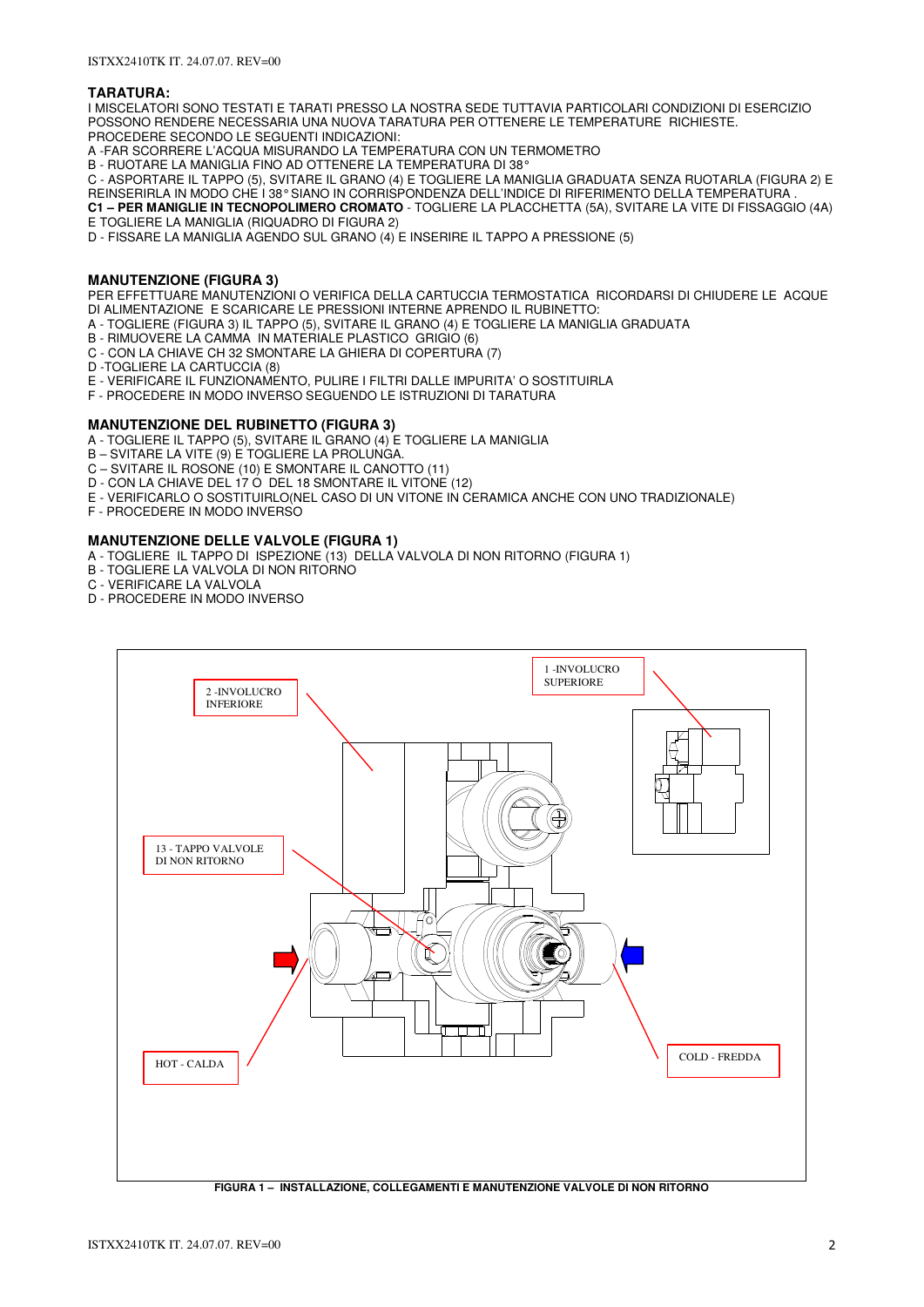## TARATURA:

I MISCELATORI SONO TESTATI E TARATI PRESSO LA NOSTRA SEDE TUTTAVIA PARTICOLARI CONDIZIONI DI ESERCIZIO POSSONO RENDERE NECESSARIA UNA NUOVA TARATURA PER OTTENERE LE TEMPERATURE RICHIESTE.
PROCEDERE SECONDO LE SEGUENTI INDICAZIONI:

A -FAR SCORRERE L'ACQUA MISURANDO LA TEMPERATURA CON UN TERMOMETRO
B - RUOTARE LA MANIGLIA FINO AD OTTENERE LA TEMPERATURA DI 38°
C - ASPORTARE IL TAPPO (5), SVITARE IL GRANO (4) E TOGLIERE LA MANIGLIA GRADUATA SENZA RUOTARLA (FIGURA 2) E REINSERIRLA IN MODO CHE I 38° SIANO IN CORRISPONDENZA DELL'INDICE DI RIFERIMENTO DELLA TEMPERATURA .
**C1 – PER MANIGLIE IN TECNOPOLIMERO CROMATO** - TOGLIERE LA PLACCHETTA (5A), SVITARE LA VITE DI FISSAGGIO (4A) E TOGLIERE LA MANIGLIA (RIQUADRO DI FIGURA 2)
D - FISSARE LA MANIGLIA AGENDO SUL GRANO (4) E INSERIRE IL TAPPO A PRESSIONE (5)

## MANUTENZIONE (FIGURA 3)

PER EFFETTUARE MANUTENZIONI O VERIFICA DELLA CARTUCCIA TERMOSTATICA RICORDARSI DI CHIUDERE LE ACQUE DI ALIMENTAZIONE E SCARICARE LE PRESSIONI INTERNE APRENDO IL RUBINETTO:

A - TOGLIERE (FIGURA 3) IL TAPPO (5), SVITARE IL GRANO (4) E TOGLIERE LA MANIGLIA GRADUATA
B - RIMUOVERE LA CAMMA IN MATERIALE PLASTICO GRIGIO (6)
C - CON LA CHIAVE CH 32 SMONTARE LA GHIERA DI COPERTURA (7)
D -TOGLIERE LA CARTUCCIA (8)
E - VERIFICARE IL FUNZIONAMENTO, PULIRE I FILTRI DALLE IMPURITA' O SOSTITUIRLA
F - PROCEDERE IN MODO INVERSO SEGUENDO LE ISTRUZIONI DI TARATURA

## MANUTENZIONE DEL RUBINETTO (FIGURA 3)

A - TOGLIERE IL TAPPO (5), SVITARE IL GRANO (4) E TOGLIERE LA MANIGLIA
B – SVITARE LA VITE (9) E TOGLIERE LA PROLUNGA.
C – SVITARE IL ROSONE (10) E SMONTARE IL CANOTTO (11)
D - CON LA CHIAVE DEL 17 O DEL 18 SMONTARE IL VITONE (12)
E - VERIFICARLO O SOSTITUIRLO(NEL CASO DI UN VITONE IN CERAMICA ANCHE CON UNO TRADIZIONALE)
F - PROCEDERE IN MODO INVERSO

## MANUTENZIONE DELLE VALVOLE (FIGURA 1)

A - TOGLIERE IL TAPPO DI ISPEZIONE (13) DELLA VALVOLA DI NON RITORNO (FIGURA 1)
B - TOGLIERE LA VALVOLA DI NON RITORNO
C - VERIFICARE LA VALVOLA
D - PROCEDERE IN MODO INVERSO

1 -INVOLUCRO SUPERIORE
2 -INVOLUCRO INFERIORE
13 - TAPPO VALVOLE DI NON RITORNO
HOT - CALDA
COLD - FREDDA

**FIGURA 1 – INSTALLAZIONE, COLLEGAMENTI E MANUTENZIONE VALVOLE DI NON RITORNO**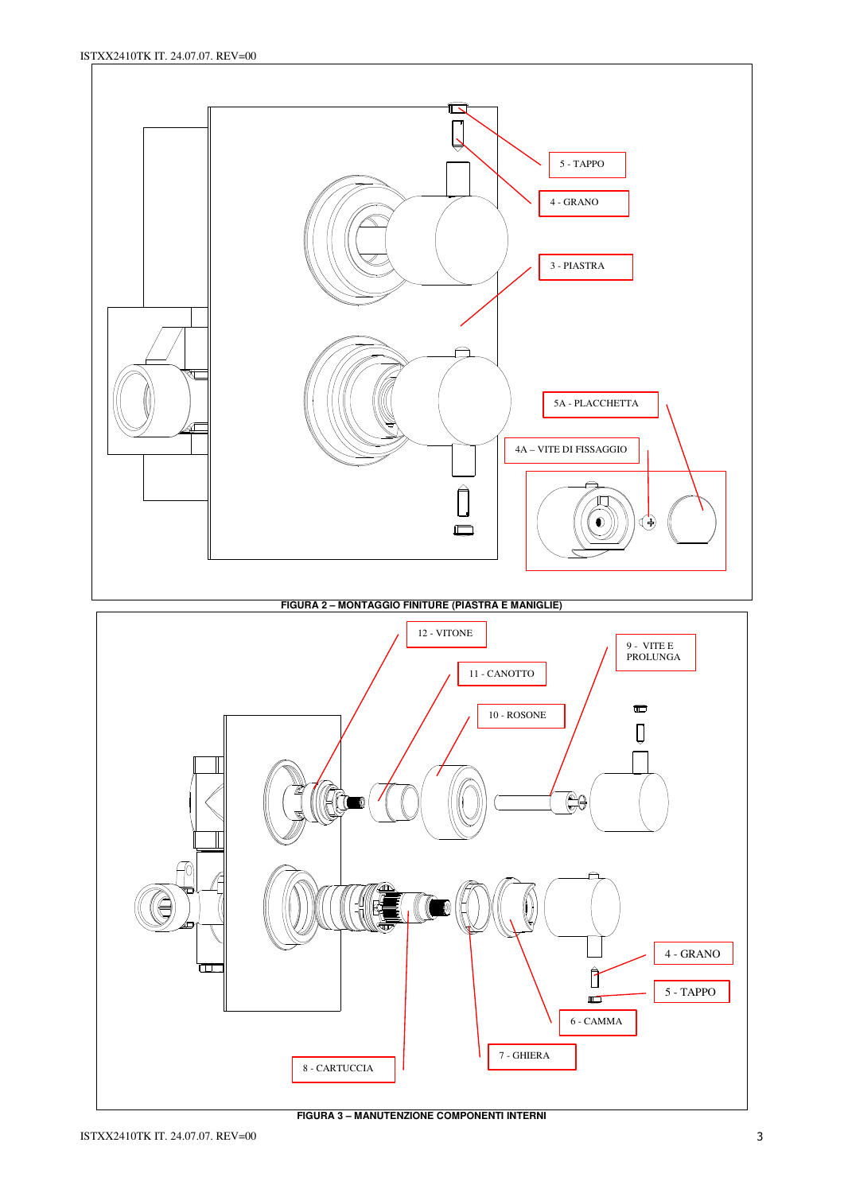5 - TAPPO

4 - GRANO

3 - PIASTRA

5A - PLACCHETTA

4A – VITE DI FISSAGGIO

FIGURA 2 – MONTAGGIO FINITURE (PIASTRA E MANIGLIE)

12 - VITONE

11 - CANOTTO

10 - ROSONE

9 - VITE E PROLUNGA

4 - GRANO

5 - TAPPO

6 - CAMMA

7 - GHIERA

8 - CARTUCCIA

FIGURA 3 – MANUTENZIONE COMPONENTI INTERNI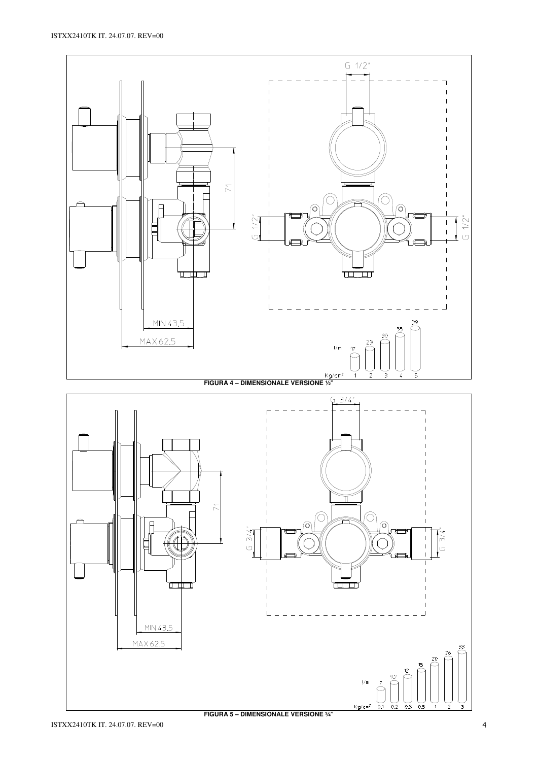G 1/2"

71

G 1/2"

G 1/2"

MIN 43.5

MAX 62.5

l/m 17 23 30 35 39

Kg/cm² 1 2 3 4 5

**FIGURA 4 – DIMENSIONALE VERSIONE ½"**

G 3/4"

71

G 3/4"

G 3/4"

MIN 43.5

MAX 62.5

l/m 7 9.7 12 15 20 26 33

Kg/cm² 0.1 0.2 0.3 0.5 1 2 3

**FIGURA 5 – DIMENSIONALE VERSIONE ¾"**